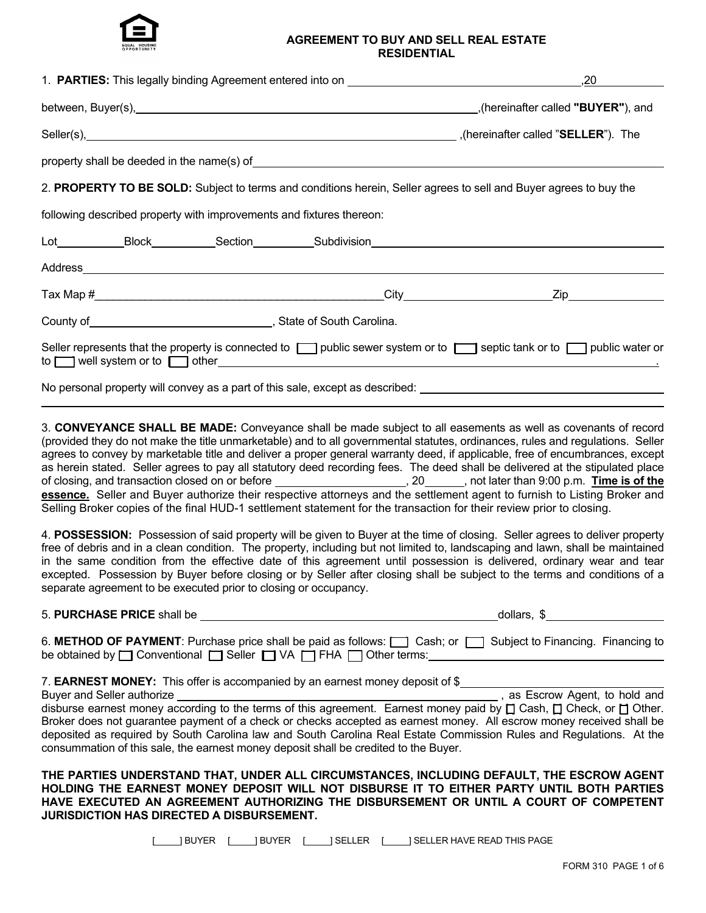# AGREEMENT TO BUY AND SELL REAL ESTATE
## RESIDENTIAL

1. **PARTIES:** This legally binding Agreement entered into on ______________________________,20________

between, Buyer(s),______________________________________________,(hereinafter called **"BUYER"**), and

Seller(s),______________________________________________ ,(hereinafter called "**SELLER**"). The

property shall be deeded in the name(s) of______________________________________________

2. **PROPERTY TO BE SOLD:** Subject to terms and conditions herein, Seller agrees to sell and Buyer agrees to buy the following described property with improvements and fixtures thereon:

Lot__________Block__________Section__________Subdivision______________________________

Address______________________________________________________________________

Tax Map #______________________________________________City____________________Zip______________

County of______________________________, State of South Carolina.

Seller represents that the property is connected to ☐ public sewer system or to ☐ septic tank or to ☐ public water or to ☐ well system or to ☐ other______________________________________________.

No personal property will convey as a part of this sale, except as described: ______________________________

______________________________________________________________________

3. **CONVEYANCE SHALL BE MADE:** Conveyance shall be made subject to all easements as well as covenants of record (provided they do not make the title unmarketable) and to all governmental statutes, ordinances, rules and regulations. Seller agrees to convey by marketable title and deliver a proper general warranty deed, if applicable, free of encumbrances, except as herein stated. Seller agrees to pay all statutory deed recording fees. The deed shall be delivered at the stipulated place of closing, and transaction closed on or before ____________________, 20______, not later than 9:00 p.m. **Time is of the essence.** Seller and Buyer authorize their respective attorneys and the settlement agent to furnish to Listing Broker and Selling Broker copies of the final HUD-1 settlement statement for the transaction for their review prior to closing.

4. **POSSESSION:** Possession of said property will be given to Buyer at the time of closing. Seller agrees to deliver property free of debris and in a clean condition. The property, including but not limited to, landscaping and lawn, shall be maintained in the same condition from the effective date of this agreement until possession is delivered, ordinary wear and tear excepted. Possession by Buyer before closing or by Seller after closing shall be subject to the terms and conditions of a separate agreement to be executed prior to closing or occupancy.

5. **PURCHASE PRICE** shall be ______________________________________________dollars, $________________

6. **METHOD OF PAYMENT**: Purchase price shall be paid as follows: ☐ Cash; or ☐ Subject to Financing. Financing to be obtained by ☐ Conventional ☐ Seller ☐ VA ☐ FHA ☐ Other terms:______________________________

7. **EARNEST MONEY:** This offer is accompanied by an earnest money deposit of $______________________
Buyer and Seller authorize ______________________________________________ , as Escrow Agent, to hold and disburse earnest money according to the terms of this agreement. Earnest money paid by ☐ Cash, ☐ Check, or ☐ Other. Broker does not guarantee payment of a check or checks accepted as earnest money. All escrow money received shall be deposited as required by South Carolina law and South Carolina Real Estate Commission Rules and Regulations. At the consummation of this sale, the earnest money deposit shall be credited to the Buyer.

**THE PARTIES UNDERSTAND THAT, UNDER ALL CIRCUMSTANCES, INCLUDING DEFAULT, THE ESCROW AGENT HOLDING THE EARNEST MONEY DEPOSIT WILL NOT DISBURSE IT TO EITHER PARTY UNTIL BOTH PARTIES HAVE EXECUTED AN AGREEMENT AUTHORIZING THE DISBURSEMENT OR UNTIL A COURT OF COMPETENT JURISDICTION HAS DIRECTED A DISBURSEMENT.**

[_____] BUYER [_____] BUYER [_____] SELLER [_____] SELLER HAVE READ THIS PAGE

FORM 310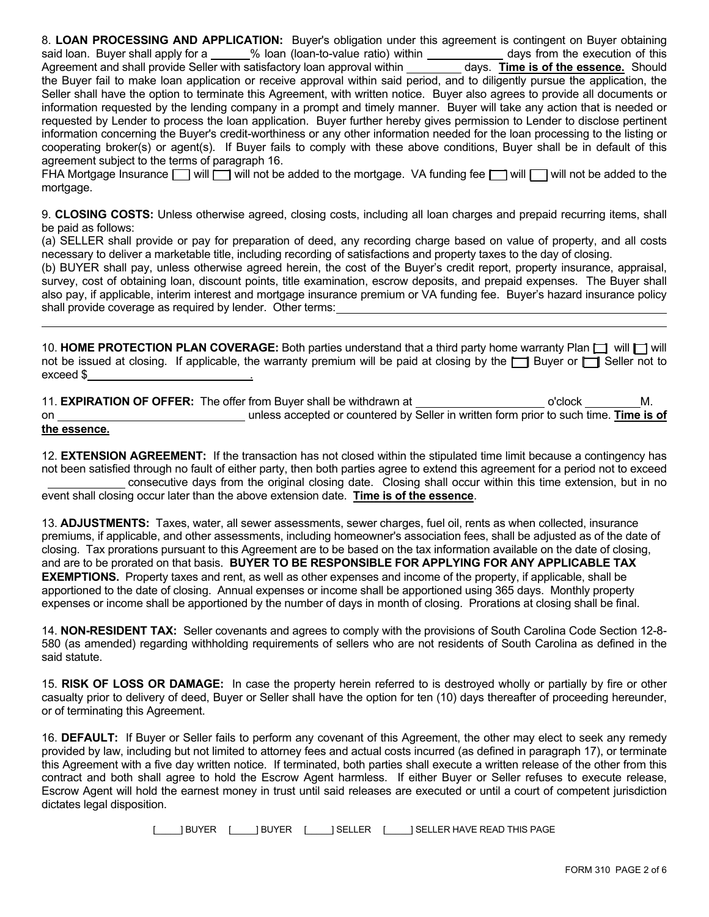8. **LOADING PROCESSING AND APPLICATION:**

8. **LOAN PROCESSING AND APPLICATION:** Buyer's obligation under this agreement is contingent on Buyer obtaining said loan. Buyer shall apply for a ______% loan (loan-to-value ratio) within ____________ days from the execution of this Agreement and shall provide Seller with satisfactory loan approval within _________ days. **Time is of the essence.** Should the Buyer fail to make loan application or receive approval within said period, and to diligently pursue the application, the Seller shall have the option to terminate this Agreement, with written notice. Buyer also agrees to provide all documents or information requested by the lending company in a prompt and timely manner. Buyer will take any action that is needed or requested by Lender to process the loan application. Buyer further hereby gives permission to Lender to disclose pertinent information concerning the Buyer's credit-worthiness or any other information needed for the loan processing to the listing or cooperating broker(s) or agent(s). If Buyer fails to comply with these above conditions, Buyer shall be in default of this agreement subject to the terms of paragraph 16.

FHA Mortgage Insurance ☐ will ☐ will not be added to the mortgage. VA funding fee ☐ will ☐ will not be added to the mortgage.

9. **CLOSING COSTS:** Unless otherwise agreed, closing costs, including all loan charges and prepaid recurring items, shall be paid as follows:

(a) SELLER shall provide or pay for preparation of deed, any recording charge based on value of property, and all costs necessary to deliver a marketable title, including recording of satisfactions and property taxes to the day of closing.

(b) BUYER shall pay, unless otherwise agreed herein, the cost of the Buyer's credit report, property insurance, appraisal, survey, cost of obtaining loan, discount points, title examination, escrow deposits, and prepaid expenses. The Buyer shall also pay, if applicable, interim interest and mortgage insurance premium or VA funding fee. Buyer's hazard insurance policy shall provide coverage as required by lender. Other terms:______________________________________________

______________________________________________________________________________

10. **HOME PROTECTION PLAN COVERAGE:** Both parties understand that a third party home warranty Plan ☐ will ☐ will not be issued at closing. If applicable, the warranty premium will be paid at closing by the ☐ Buyer or ☐ Seller not to exceed $____________________________.

11. **EXPIRATION OF OFFER:** The offer from Buyer shall be withdrawn at ____________________ o'clock _________M. on ______________________________ unless accepted or countered by Seller in written form prior to such time. **Time is of the essence.**

12. **EXTENSION AGREEMENT:** If the transaction has not closed within the stipulated time limit because a contingency has not been satisfied through no fault of either party, then both parties agree to extend this agreement for a period not to exceed ____________ consecutive days from the original closing date. Closing shall occur within this time extension, but in no event shall closing occur later than the above extension date. **Time is of the essence**.

13. **ADJUSTMENTS:** Taxes, water, all sewer assessments, sewer charges, fuel oil, rents as when collected, insurance premiums, if applicable, and other assessments, including homeowner's association fees, shall be adjusted as of the date of closing. Tax prorations pursuant to this Agreement are to be based on the tax information available on the date of closing, and are to be prorated on that basis. **BUYER TO BE RESPONSIBLE FOR APPLYING FOR ANY APPLICABLE TAX EXEMPTIONS.** Property taxes and rent, as well as other expenses and income of the property, if applicable, shall be apportioned to the date of closing. Annual expenses or income shall be apportioned using 365 days. Monthly property expenses or income shall be apportioned by the number of days in month of closing. Prorations at closing shall be final.

14. **NON-RESIDENT TAX:** Seller covenants and agrees to comply with the provisions of South Carolina Code Section 12-8-580 (as amended) regarding withholding requirements of sellers who are not residents of South Carolina as defined in the said statute.

15. **RISK OF LOSS OR DAMAGE:** In case the property herein referred to is destroyed wholly or partially by fire or other casualty prior to delivery of deed, Buyer or Seller shall have the option for ten (10) days thereafter of proceeding hereunder, or of terminating this Agreement.

16. **DEFAULT:** If Buyer or Seller fails to perform any covenant of this Agreement, the other may elect to seek any remedy provided by law, including but not limited to attorney fees and actual costs incurred (as defined in paragraph 17), or terminate this Agreement with a five day written notice. If terminated, both parties shall execute a written release of the other from this contract and both shall agree to hold the Escrow Agent harmless. If either Buyer or Seller refuses to execute release, Escrow Agent will hold the earnest money in trust until said releases are executed or until a court of competent jurisdiction dictates legal disposition.

[_____] BUYER [_____] BUYER [_____] SELLER [_____] SELLER HAVE READ THIS PAGE

FORM 310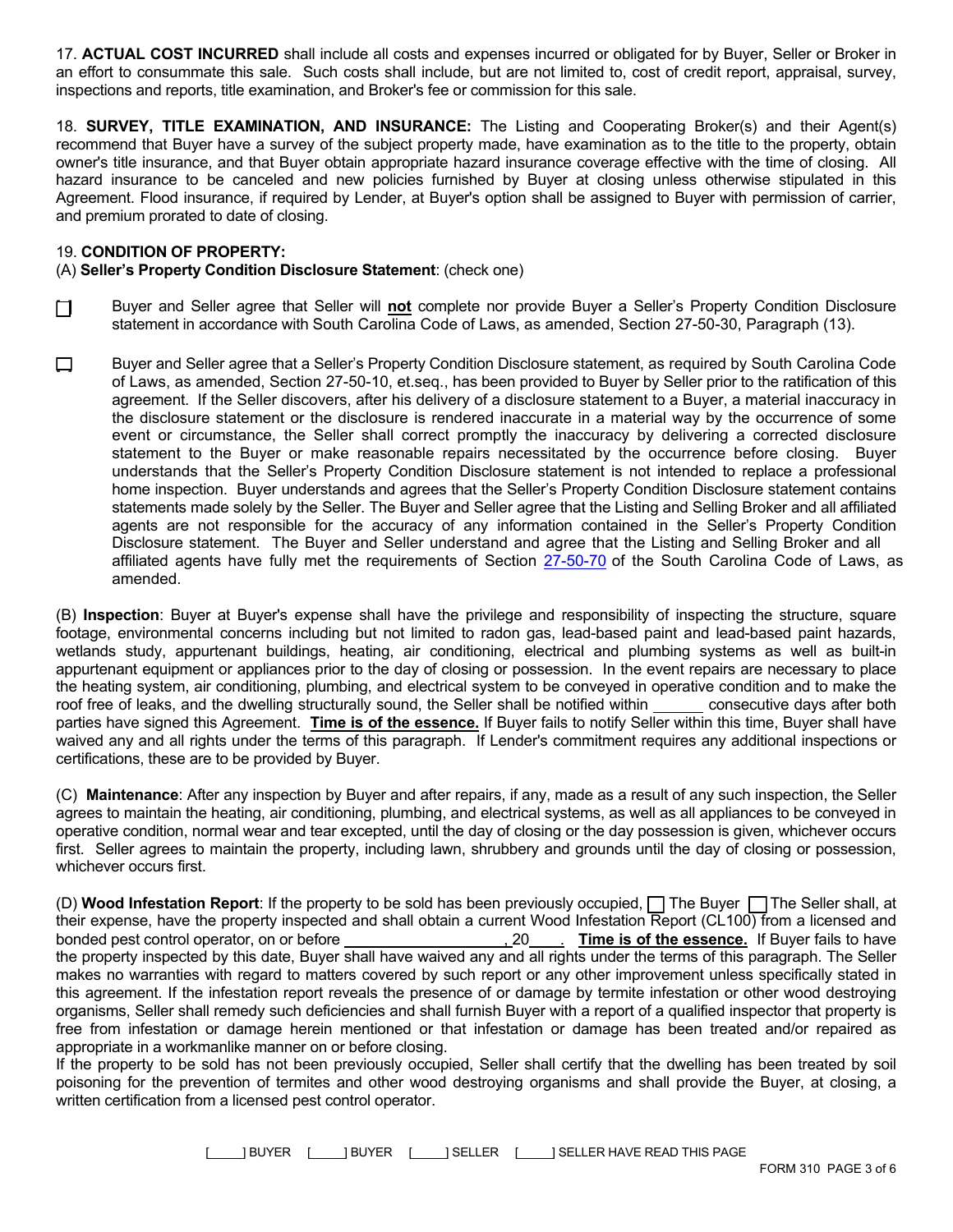17. **ACTUAL COST INCURRED** shall include all costs and expenses incurred or obligated for by Buyer, Seller or Broker in an effort to consummate this sale. Such costs shall include, but are not limited to, cost of credit report, appraisal, survey, inspections and reports, title examination, and Broker's fee or commission for this sale.

18. **SURVEY, TITLE EXAMINATION, AND INSURANCE:** The Listing and Cooperating Broker(s) and their Agent(s) recommend that Buyer have a survey of the subject property made, have examination as to the title to the property, obtain owner's title insurance, and that Buyer obtain appropriate hazard insurance coverage effective with the time of closing. All hazard insurance to be canceled and new policies furnished by Buyer at closing unless otherwise stipulated in this Agreement. Flood insurance, if required by Lender, at Buyer's option shall be assigned to Buyer with permission of carrier, and premium prorated to date of closing.

19. **CONDITION OF PROPERTY:**

(A) **Seller's Property Condition Disclosure Statement**: (check one)

☐ Buyer and Seller agree that Seller will **not** complete nor provide Buyer a Seller's Property Condition Disclosure statement in accordance with South Carolina Code of Laws, as amended, Section 27-50-30, Paragraph (13).

☐ Buyer and Seller agree that a Seller's Property Condition Disclosure statement, as required by South Carolina Code of Laws, as amended, Section 27-50-10, et.seq., has been provided to Buyer by Seller prior to the ratification of this agreement. If the Seller discovers, after his delivery of a disclosure statement to a Buyer, a material inaccuracy in the disclosure statement or the disclosure is rendered inaccurate in a material way by the occurrence of some event or circumstance, the Seller shall correct promptly the inaccuracy by delivering a corrected disclosure statement to the Buyer or make reasonable repairs necessitated by the occurrence before closing. Buyer understands that the Seller's Property Condition Disclosure statement is not intended to replace a professional home inspection. Buyer understands and agrees that the Seller's Property Condition Disclosure statement contains statements made solely by the Seller. The Buyer and Seller agree that the Listing and Selling Broker and all affiliated agents are not responsible for the accuracy of any information contained in the Seller's Property Condition Disclosure statement. The Buyer and Seller understand and agree that the Listing and Selling Broker and all affiliated agents have fully met the requirements of Section 27-50-70 of the South Carolina Code of Laws, as amended.

(B) **Inspection**: Buyer at Buyer's expense shall have the privilege and responsibility of inspecting the structure, square footage, environmental concerns including but not limited to radon gas, lead-based paint and lead-based paint hazards, wetlands study, appurtenant buildings, heating, air conditioning, electrical and plumbing systems as well as built-in appurtenant equipment or appliances prior to the day of closing or possession. In the event repairs are necessary to place the heating system, air conditioning, plumbing, and electrical system to be conveyed in operative condition and to make the roof free of leaks, and the dwelling structurally sound, the Seller shall be notified within ______ consecutive days after both parties have signed this Agreement. **Time is of the essence.** If Buyer fails to notify Seller within this time, Buyer shall have waived any and all rights under the terms of this paragraph. If Lender's commitment requires any additional inspections or certifications, these are to be provided by Buyer.

(C) **Maintenance**: After any inspection by Buyer and after repairs, if any, made as a result of any such inspection, the Seller agrees to maintain the heating, air conditioning, plumbing, and electrical systems, as well as all appliances to be conveyed in operative condition, normal wear and tear excepted, until the day of closing or the day possession is given, whichever occurs first. Seller agrees to maintain the property, including lawn, shrubbery and grounds until the day of closing or possession, whichever occurs first.

(D) **Wood Infestation Report**: If the property to be sold has been previously occupied, ☐ The Buyer ☐ The Seller shall, at their expense, have the property inspected and shall obtain a current Wood Infestation Report (CL100) from a licensed and bonded pest control operator, on or before ____________________, 20____. **Time is of the essence.** If Buyer fails to have the property inspected by this date, Buyer shall have waived any and all rights under the terms of this paragraph. The Seller makes no warranties with regard to matters covered by such report or any other improvement unless specifically stated in this agreement. If the infestation report reveals the presence of or damage by termite infestation or other wood destroying organisms, Seller shall remedy such deficiencies and shall furnish Buyer with a report of a qualified inspector that property is free from infestation or damage herein mentioned or that infestation or damage has been treated and/or repaired as appropriate in a workmanlike manner on or before closing.

If the property to be sold has not been previously occupied, Seller shall certify that the dwelling has been treated by soil poisoning for the prevention of termites and other wood destroying organisms and shall provide the Buyer, at closing, a written certification from a licensed pest control operator.

[_____] BUYER [_____] BUYER [_____] SELLER [_____] SELLER HAVE READ THIS PAGE

FORM 310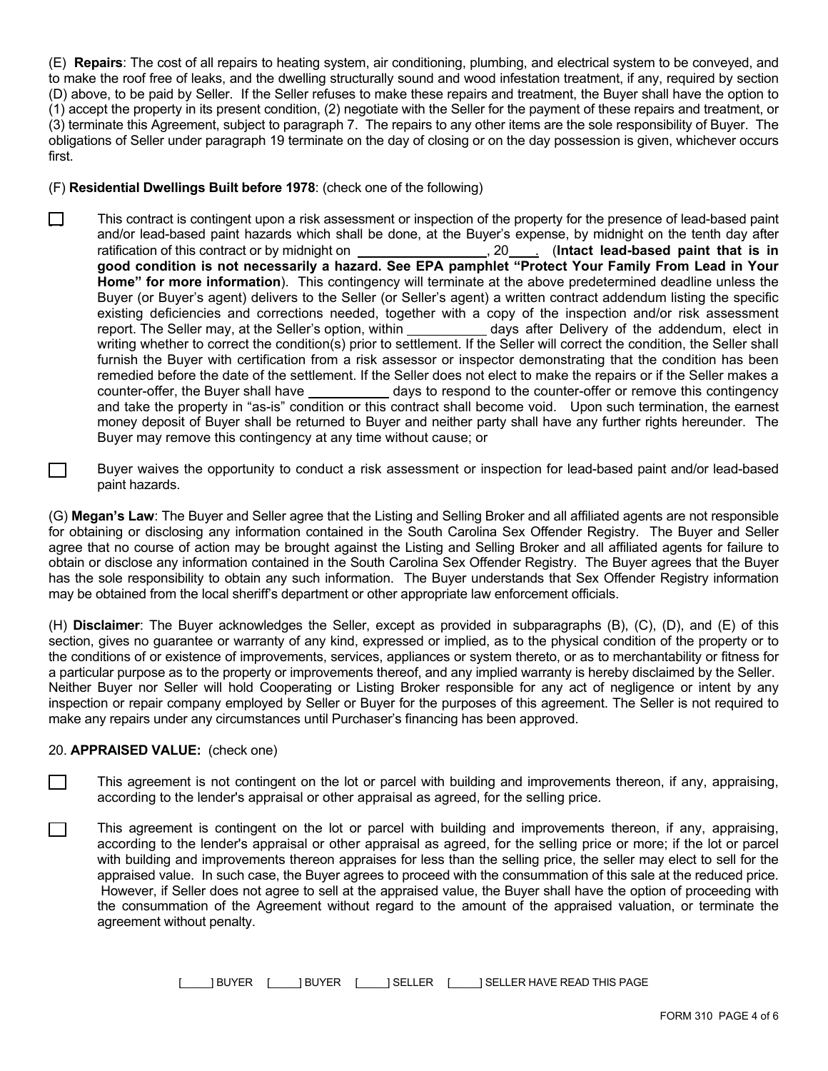(E) **Repairs**: The cost of all repairs to heating system, air conditioning, plumbing, and electrical system to be conveyed, and to make the roof free of leaks, and the dwelling structurally sound and wood infestation treatment, if any, required by section (D) above, to be paid by Seller. If the Seller refuses to make these repairs and treatment, the Buyer shall have the option to (1) accept the property in its present condition, (2) negotiate with the Seller for the payment of these repairs and treatment, or (3) terminate this Agreement, subject to paragraph 7. The repairs to any other items are the sole responsibility of Buyer. The obligations of Seller under paragraph 19 terminate on the day of closing or on the day possession is given, whichever occurs first.

(F) **Residential Dwellings Built before 1978**: (check one of the following)

☐ This contract is contingent upon a risk assessment or inspection of the property for the presence of lead-based paint and/or lead-based paint hazards which shall be done, at the Buyer's expense, by midnight on the tenth day after ratification of this contract or by midnight on _________________, 20____. (**Intact lead-based paint that is in good condition is not necessarily a hazard. See EPA pamphlet "Protect Your Family From Lead in Your Home" for more information**). This contingency will terminate at the above predetermined deadline unless the Buyer (or Buyer's agent) delivers to the Seller (or Seller's agent) a written contract addendum listing the specific existing deficiencies and corrections needed, together with a copy of the inspection and/or risk assessment report. The Seller may, at the Seller's option, within __________ days after Delivery of the addendum, elect in writing whether to correct the condition(s) prior to settlement. If the Seller will correct the condition, the Seller shall furnish the Buyer with certification from a risk assessor or inspector demonstrating that the condition has been remedied before the date of the settlement. If the Seller does not elect to make the repairs or if the Seller makes a counter-offer, the Buyer shall have __________ days to respond to the counter-offer or remove this contingency and take the property in "as-is" condition or this contract shall become void. Upon such termination, the earnest money deposit of Buyer shall be returned to Buyer and neither party shall have any further rights hereunder. The Buyer may remove this contingency at any time without cause; or

☐ Buyer waives the opportunity to conduct a risk assessment or inspection for lead-based paint and/or lead-based paint hazards.

(G) **Megan's Law**: The Buyer and Seller agree that the Listing and Selling Broker and all affiliated agents are not responsible for obtaining or disclosing any information contained in the South Carolina Sex Offender Registry. The Buyer and Seller agree that no course of action may be brought against the Listing and Selling Broker and all affiliated agents for failure to obtain or disclose any information contained in the South Carolina Sex Offender Registry. The Buyer agrees that the Buyer has the sole responsibility to obtain any such information. The Buyer understands that Sex Offender Registry information may be obtained from the local sheriff's department or other appropriate law enforcement officials.

(H) **Disclaimer**: The Buyer acknowledges the Seller, except as provided in subparagraphs (B), (C), (D), and (E) of this section, gives no guarantee or warranty of any kind, expressed or implied, as to the physical condition of the property or to the conditions of or existence of improvements, services, appliances or system thereto, or as to merchantability or fitness for a particular purpose as to the property or improvements thereof, and any implied warranty is hereby disclaimed by the Seller. Neither Buyer nor Seller will hold Cooperating or Listing Broker responsible for any act of negligence or intent by any inspection or repair company employed by Seller or Buyer for the purposes of this agreement. The Seller is not required to make any repairs under any circumstances until Purchaser's financing has been approved.

20. **APPRAISED VALUE:** (check one)

☐ This agreement is not contingent on the lot or parcel with building and improvements thereon, if any, appraising, according to the lender's appraisal or other appraisal as agreed, for the selling price.

☐ This agreement is contingent on the lot or parcel with building and improvements thereon, if any, appraising, according to the lender's appraisal or other appraisal as agreed, for the selling price or more; if the lot or parcel with building and improvements thereon appraises for less than the selling price, the seller may elect to sell for the appraised value. In such case, the Buyer agrees to proceed with the consummation of this sale at the reduced price. However, if Seller does not agree to sell at the appraised value, the Buyer shall have the option of proceeding with the consummation of the Agreement without regard to the amount of the appraised valuation, or terminate the agreement without penalty.

[_____] BUYER [_____] BUYER [_____] SELLER [_____] SELLER HAVE READ THIS PAGE

FORM 310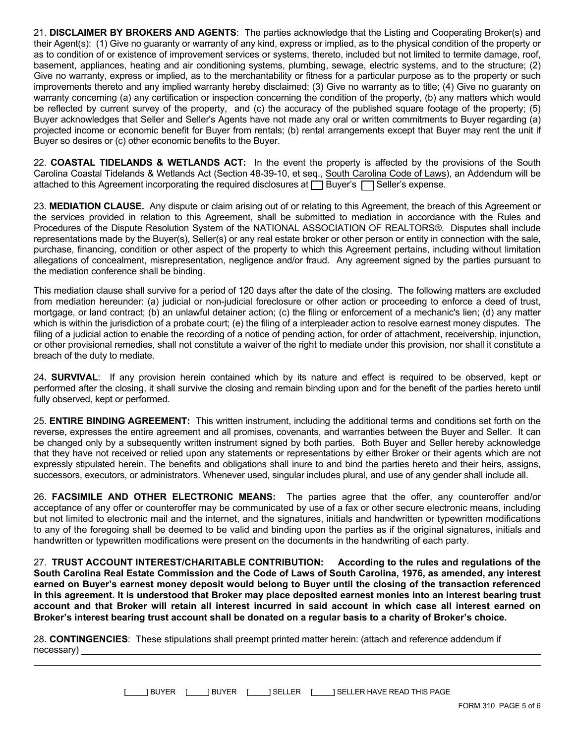21. **DISCLAIMER BY BROKERS AND AGENTS**: The parties acknowledge that the Listing and Cooperating Broker(s) and their Agent(s): (1) Give no guaranty or warranty of any kind, express or implied, as to the physical condition of the property or as to condition of or existence of improvement services or systems, thereto, included but not limited to termite damage, roof, basement, appliances, heating and air conditioning systems, plumbing, sewage, electric systems, and to the structure; (2) Give no warranty, express or implied, as to the merchantability or fitness for a particular purpose as to the property or such improvements thereto and any implied warranty hereby disclaimed; (3) Give no warranty as to title; (4) Give no guaranty on warranty concerning (a) any certification or inspection concerning the condition of the property, (b) any matters which would be reflected by current survey of the property, and (c) the accuracy of the published square footage of the property; (5) Buyer acknowledges that Seller and Seller's Agents have not made any oral or written commitments to Buyer regarding (a) projected income or economic benefit for Buyer from rentals; (b) rental arrangements except that Buyer may rent the unit if Buyer so desires or (c) other economic benefits to the Buyer.

22. **COASTAL TIDELANDS & WETLANDS ACT:** In the event the property is affected by the provisions of the South Carolina Coastal Tidelands & Wetlands Act (Section 48-39-10, et seq., South Carolina Code of Laws), an Addendum will be attached to this Agreement incorporating the required disclosures at ☐ Buyer's ☐ Seller's expense.

23. **MEDIATION CLAUSE.** Any dispute or claim arising out of or relating to this Agreement, the breach of this Agreement or the services provided in relation to this Agreement, shall be submitted to mediation in accordance with the Rules and Procedures of the Dispute Resolution System of the NATIONAL ASSOCIATION OF REALTORS®. Disputes shall include representations made by the Buyer(s), Seller(s) or any real estate broker or other person or entity in connection with the sale, purchase, financing, condition or other aspect of the property to which this Agreement pertains, including without limitation allegations of concealment, misrepresentation, negligence and/or fraud. Any agreement signed by the parties pursuant to the mediation conference shall be binding.

This mediation clause shall survive for a period of 120 days after the date of the closing. The following matters are excluded from mediation hereunder: (a) judicial or non-judicial foreclosure or other action or proceeding to enforce a deed of trust, mortgage, or land contract; (b) an unlawful detainer action; (c) the filing or enforcement of a mechanic's lien; (d) any matter which is within the jurisdiction of a probate court; (e) the filing of a interpleader action to resolve earnest money disputes. The filing of a judicial action to enable the recording of a notice of pending action, for order of attachment, receivership, injunction, or other provisional remedies, shall not constitute a waiver of the right to mediate under this provision, nor shall it constitute a breach of the duty to mediate.

24. **SURVIVAL**: If any provision herein contained which by its nature and effect is required to be observed, kept or performed after the closing, it shall survive the closing and remain binding upon and for the benefit of the parties hereto until fully observed, kept or performed.

25. **ENTIRE BINDING AGREEMENT:** This written instrument, including the additional terms and conditions set forth on the reverse, expresses the entire agreement and all promises, covenants, and warranties between the Buyer and Seller. It can be changed only by a subsequently written instrument signed by both parties. Both Buyer and Seller hereby acknowledge that they have not received or relied upon any statements or representations by either Broker or their agents which are not expressly stipulated herein. The benefits and obligations shall inure to and bind the parties hereto and their heirs, assigns, successors, executors, or administrators. Whenever used, singular includes plural, and use of any gender shall include all.

26. **FACSIMILE AND OTHER ELECTRONIC MEANS:** The parties agree that the offer, any counteroffer and/or acceptance of any offer or counteroffer may be communicated by use of a fax or other secure electronic means, including but not limited to electronic mail and the internet, and the signatures, initials and handwritten or typewritten modifications to any of the foregoing shall be deemed to be valid and binding upon the parties as if the original signatures, initials and handwritten or typewritten modifications were present on the documents in the handwriting of each party.

27. **TRUST ACCOUNT INTEREST/CHARITABLE CONTRIBUTION: According to the rules and regulations of the South Carolina Real Estate Commission and the Code of Laws of South Carolina, 1976, as amended, any interest earned on Buyer's earnest money deposit would belong to Buyer until the closing of the transaction referenced in this agreement. It is understood that Broker may place deposited earnest monies into an interest bearing trust account and that Broker will retain all interest incurred in said account in which case all interest earned on Broker's interest bearing trust account shall be donated on a regular basis to a charity of Broker's choice.**

28. **CONTINGENCIES**: These stipulations shall preempt printed matter herein: (attach and reference addendum if necessary) ______________________________________________

______________________________________________

[____] BUYER [____] BUYER [____] SELLER [____] SELLER HAVE READ THIS PAGE

FORM 310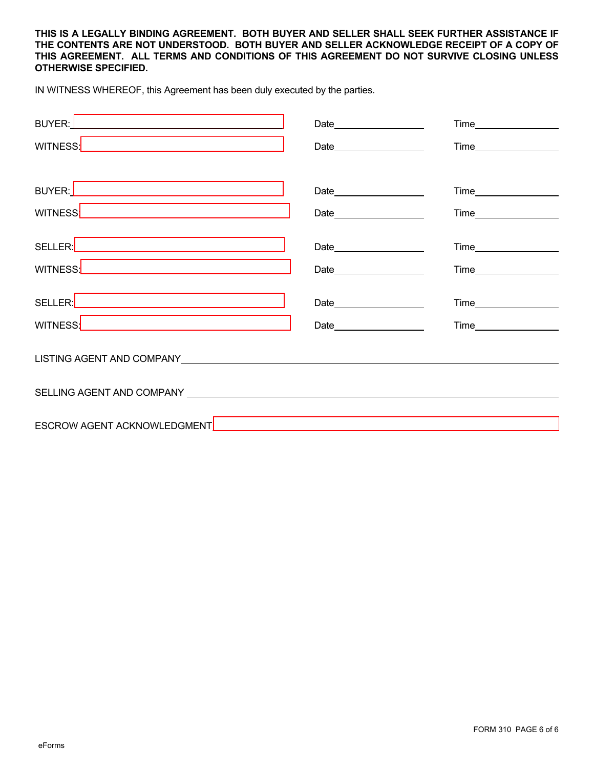**THIS IS A LEGALLY BINDING AGREEMENT. BOTH BUYER AND SELLER SHALL SEEK FURTHER ASSISTANCE IF THE CONTENTS ARE NOT UNDERSTOOD. BOTH BUYER AND SELLER ACKNOWLEDGE RECEIPT OF A COPY OF THIS AGREEMENT. ALL TERMS AND CONDITIONS OF THIS AGREEMENT DO NOT SURVIVE CLOSING UNLESS OTHERWISE SPECIFIED.**

IN WITNESS WHEREOF, this Agreement has been duly executed by the parties.

BUYER: ______________________________ Date______________ Time______________

WITNESS: ______________________________ Date______________ Time______________

BUYER: ______________________________ Date______________ Time______________

WITNESS: ______________________________ Date______________ Time______________

SELLER: ______________________________ Date______________ Time______________

WITNESS: ______________________________ Date______________ Time______________

SELLER: ______________________________ Date______________ Time______________

WITNESS: ______________________________ Date______________ Time______________

LISTING AGENT AND COMPANY ______________________________________________

SELLING AGENT AND COMPANY ______________________________________________

ESCROW AGENT ACKNOWLEDGMENT ______________________________________________

FORM 310

eForms